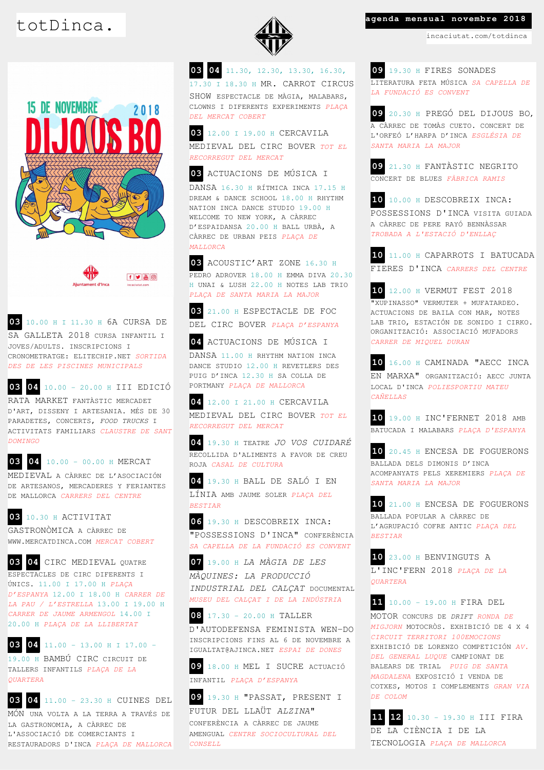# totDinca.

**agenda mensual novembre 2018**

incaciutat.com/totdinca

15 DE NOVEMBRE 2018

DIJOUS BO

Ajuntament d'Inca

incaciutat.com

**03** 10.00 H I 11.30 H 6A CURSA DE SA GALLETA 2018 CURSA INFANTIL I JOVES/ADULTS. INSCRIPCIONS I CRONOMETRATGE: ELITECHIP.NET *SORTIDA DES DE LES PISCINES MUNICIPALS*

**03 04** 10.00 - 20.00 H III EDICIÓ RATA MARKET FANTÀSTIC MERCADET D'ART, DISSENY I ARTESANIA. MÉS DE 30 PARADETES, CONCERTS, *FOOD TRUCKS* I ACTIVITATS FAMILIARS *CLAUSTRE DE SANT DOMINGO*

**03 04** 10.00 - 00.00 H MERCAT MEDIEVAL A CÀRREC DE L'ASOCIACIÓN DE ARTESANOS, MERCADERES Y FERIANTES DE MALLORCA *CARRERS DEL CENTRE*

**03** 10.30 H ACTIVITAT GASTRONÒMICA A CÀRREC DE WWW.MERCATDINCA.COM *MERCAT COBERT*

**03 04** CIRC MEDIEVAL QUATRE ESPECTACLES DE CIRC DIFERENTS I ÚNICS. 11.00 I 17.00 H *PLAÇA D'ESPANYA* 12.00 I 18.00 H *CARRER DE LA PAU / L'ESTRELLA* 13.00 I 19.00 H *CARRER DE JAUME ARMENGOL* 14.00 I 20.00 H *PLAÇA DE LA LLIBERTAT*

**03 04** 11.00 - 13.00 H I 17.00 - 19.00 H BAMBÚ CIRC CIRCUIT DE TALLERS INFANTILS *PLAÇA DE LA QUARTERA*

**03 04** 11.00 - 23.30 H CUINES DEL MÓN UNA VOLTA A LA TERRA A TRAVÉS DE LA GASTRONOMIA, A CÀRREC DE L'ASSOCIACIÓ DE COMERCIANTS I RESTAURADORS D'INCA *PLAÇA DE MALLORCA*

**03 04** 11.30, 12.30, 13.30, 16.30, 17.30 I 18.30 H MR. CARROT CIRCUS SHOW ESPECTACLE DE MÀGIA, MALABARS, CLOWNS I DIFERENTS EXPERIMENTS *PLAÇA DEL MERCAT COBERT*

**03** 12.00 I 19.00 H CERCAVILA MEDIEVAL DEL CIRC BOVER *TOT EL RECORREGUT DEL MERCAT*

**03** ACTUACIONS DE MÚSICA I DANSA 16.30 H RÍTMICA INCA 17.15 H DREAM & DANCE SCHOOL 18.00 H RHYTHM NATION INCA DANCE STUDIO 19.00 H WELCOME TO NEW YORK, A CÀRREC D'ESPAIDANSA 20.00 H BALL URBÀ, A CÀRREC DE URBAN PEIS *PLAÇA DE MALLORCA*

**03** ACOUSTIC'ART ZONE 16.30 H PEDRO ADROVER 18.00 H EMMA DIVA 20.30 H UNAI & LUSH 22.00 H NOTES LAB TRIO *PLAÇA DE SANTA MARIA LA MAJOR*

**03** 21.00 H ESPECTACLE DE FOC DEL CIRC BOVER *PLAÇA D'ESPANYA*

**04** ACTUACIONS DE MÚSICA I DANSA 11.00 H RHYTHM NATION INCA DANCE STUDIO 12.00 H REVETLERS DES PUIG D'INCA 12.30 H SA COLLA DE PORTMANY *PLAÇA DE MALLORCA*

**04** 12.00 I 21.00 H CERCAVILA MEDIEVAL DEL CIRC BOVER *TOT EL RECORREGUT DEL MERCAT*

**04** 19.30 H TEATRE *JO VOS CUIDARÉ* RECOLLIDA D'ALIMENTS A FAVOR DE CREU ROJA *CASAL DE CULTURA*

**04** 19.30 H BALL DE SALÓ I EN LÍNIA AMB JAUME SOLER *PLAÇA DEL BESTIAR*

**06** 19.30 H DESCOBREIX INCA: "POSSESSIONS D'INCA" CONFERÈNCIA *SA CAPELLA DE LA FUNDACIÓ ES CONVENT*

**07** 19.00 H *LA MÀGIA DE LES MÀQUINES: LA PRODUCCIÓ INDUSTRIAL DEL CALÇAT* DOCUMENTAL *MUSEU DEL CALÇAT I DE LA INDÚSTRIA*

**08** 17.30 - 20.00 H TALLER D'AUTODEFENSA FEMINISTA WEN-DO INSCRIPCIONS FINS AL 6 DE NOVEMBRE A IGUALTAT@AJINCA.NET *ESPAI DE DONES*

**09** 18.00 H MEL I SUCRE ACTUACIÓ INFANTIL *PLAÇA D'ESPANYA*

**09** 19.30 H "PASSAT, PRESENT I FUTUR DEL LLAÜT *ALZINA*" CONFERÈNCIA A CÀRREC DE JAUME AMENGUAL *CENTRE SOCIOCULTURAL DEL CONSELL*

**09** 19.30 H FIRES SONADES LITERATURA FETA MÚSICA *SA CAPELLA DE LA FUNDACIÓ ES CONVENT*

**09** 20.30 H PREGÓ DEL DIJOUS BO, A CÀRREC DE TOMÀS CUETO. CONCERT DE L'ORFEÓ L'HARPA D'INCA *ESGLÉSIA DE SANTA MARIA LA MAJOR*

**09** 21.30 H FANTÀSTIC NEGRITO CONCERT DE BLUES *FÀBRICA RAMIS*

**10** 10.00 H DESCOBREIX INCA: POSSESSIONS D'INCA VISITA GUIADA A CÀRREC DE PERE RAYÓ BENNÀSSAR *TROBADA A L'ESTACIÓ D'ENLLAÇ*

**10** 11.00 H CAPARROTS I BATUCADA FIERES D'INCA *CARRERS DEL CENTRE*

**10** 12.00 H VERMUT FEST 2018 "XUPINASSO" VERMUTER + MUFATARDEO. ACTUACIONS DE BAILA CON MAR, NOTES LAB TRIO, ESTACIÓN DE SONIDO I CIRKO. ORGANITZACIÓ: ASSOCIACIÓ MUFADORS *CARRER DE MIQUEL DURAN*

**10** 16.00 H CAMINADA "AECC INCA EN MARXA" ORGANITZACIÓ: AECC JUNTA LOCAL D'INCA *POLIESPORTIU MATEU CAÑELLAS*

**10** 19.00 H INC'FERNET 2018 AMB BATUCADA I MALABARS *PLAÇA D'ESPANYA*

**10** 20.45 H ENCESA DE FOGUERONS BALLADA DELS DIMONIS D'INCA ACOMPANYATS PELS XEREMIERS *PLAÇA DE SANTA MARIA LA MAJOR*

**10** 21.00 H ENCESA DE FOGUERONS BALLADA POPULAR A CÀRREC DE L'AGRUPACIÓ COFRE ANTIC *PLAÇA DEL BESTIAR*

**10** 23.00 H BENVINGUTS A L'INC'FERN 2018 *PLAÇA DE LA QUARTERA*

**11** 10.00 - 19.00 H FIRA DEL MOTOR CONCURS DE *DRIFT* *RONDA DE MIGJORN* MOTOCRÒS. EXHIBICIÓ DE 4 X 4 *CIRCUIT TERRITORI 100EMOCIONS* EXHIBICIÓ DE LORENZO COMPETICIÓN *AV. DEL GENERAL LUQUE* CAMPIONAT DE BALEARS DE TRIAL *PUIG DE SANTA MAGDALENA* EXPOSICIÓ I VENDA DE COTXES, MOTOS I COMPLEMENTS *GRAN VIA DE COLOM*

**11 12** 10.30 - 19.30 H III FIRA DE LA CIÈNCIA I DE LA TECNOLOGIA *PLAÇA DE MALLORCA*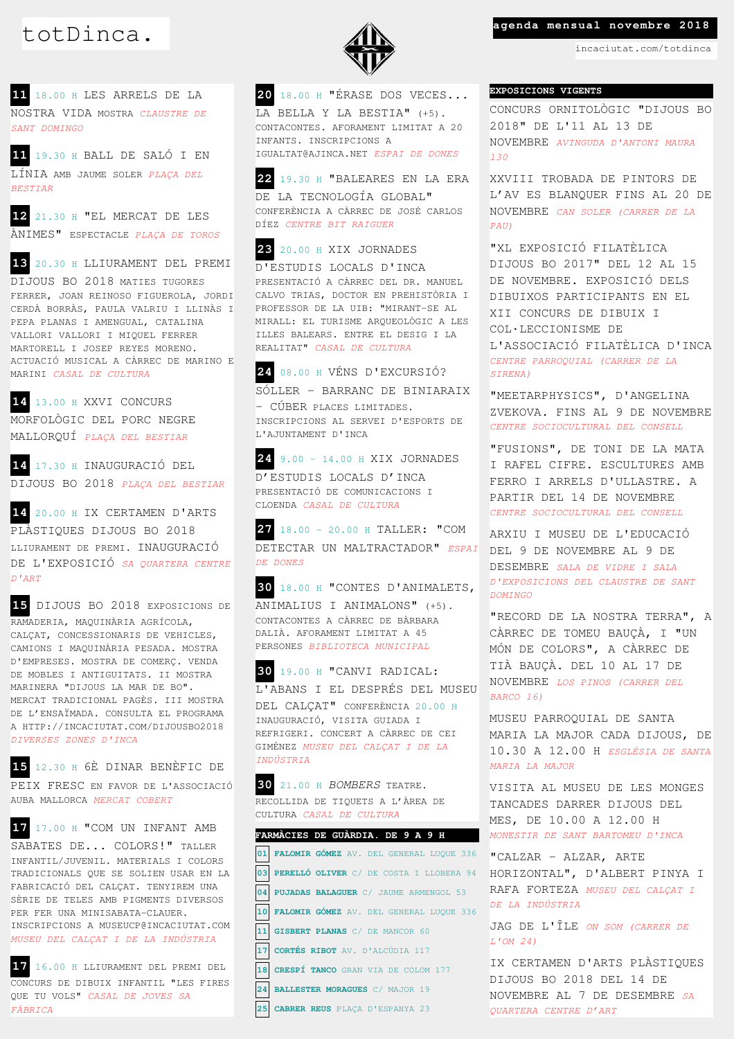totDinca.

**agenda mensual novembre 2018**

incaciutat.com/totdinca

**11** 18.00 H LES ARRELS DE LA NOSTRA VIDA MOSTRA *CLAUSTRE DE SANT DOMINGO*

**11** 19.30 H BALL DE SALÓ I EN LÍNIA AMB JAUME SOLER *PLAÇA DEL BESTIAR*

**12** 21.30 H "EL MERCAT DE LES ÀNIMES" ESPECTACLE *PLAÇA DE TOROS*

**13** 20.30 H LLIURAMENT DEL PREMI DIJOUS BO 2018 MATIES TUGORES FERRER, JOAN REINOSO FIGUEROLA, JORDI CERDÀ BORRÀS, PAULA VALRIU I LLINÀS I PEPA PLANAS I AMENGUAL, CATALINA VALLORI VALLORI I MIQUEL FERRER MARTORELL I JOSEP REYES MORENO. ACTUACIÓ MUSICAL A CÀRREC DE MARINO E MARINI *CASAL DE CULTURA*

**14** 13.00 H XXVI CONCURS MORFOLÒGIC DEL PORC NEGRE MALLORQUÍ *PLAÇA DEL BESTIAR*

**14** 17.30 H INAUGURACIÓ DEL DIJOUS BO 2018 *PLAÇA DEL BESTIAR*

**14** 20.00 H IX CERTAMEN D'ARTS PLÀSTIQUES DIJOUS BO 2018 LLIURAMENT DE PREMI. INAUGURACIÓ DE L'EXPOSICIÓ *SA QUARTERA CENTRE D'ART*

**15** DIJOUS BO 2018 EXPOSICIONS DE RAMADERIA, MAQUINÀRIA AGRÍCOLA, CALÇAT, CONCESSIONARIS DE VEHICLES, CAMIONS I MAQUINÀRIA PESADA. MOSTRA D'EMPRESES. MOSTRA DE COMERÇ. VENDA DE MOBLES I ANTIGUITATS. II MOSTRA MARINERA "DIJOUS LA MAR DE BO". MERCAT TRADICIONAL PAGÈS. III MOSTRA DE L'ENSAÏMADA. CONSULTA EL PROGRAMA A HTTP://INCACIUTAT.COM/DIJOUSBO2018 *DIVERSES ZONES D'INCA*

**15** 12.30 H 6È DINAR BENÈFIC DE PEIX FRESC EN FAVOR DE L'ASSOCIACIÓ AUBA MALLORCA *MERCAT COBERT*

**17** 17.00 H "COM UN INFANT AMB SABATES DE... COLORS!" TALLER INFANTIL/JUVENIL. MATERIALS I COLORS TRADICIONALS QUE SE SOLIEN USAR EN LA FABRICACIÓ DEL CALÇAT. TENYIREM UNA SÈRIE DE TELES AMB PIGMENTS DIVERSOS PER FER UNA MINISABATA-CLAUER. INSCRIPCIONS A MUSEUCP@INCACIUTAT.COM *MUSEU DEL CALÇAT I DE LA INDÚSTRIA*

**17** 16.00 H LLIURAMENT DEL PREMI DEL CONCURS DE DIBUIX INFANTIL "LES FIRES QUE TU VOLS" *CASAL DE JOVES SA FÀBRICA*

**20** 18.00 H "ÉRASE DOS VECES... LA BELLA Y LA BESTIA" (+5). CONTACONTES. AFORAMENT LIMITAT A 20 INFANTS. INSCRIPCIONS A IGUALTAT@AJINCA.NET *ESPAI DE DONES*

**22** 19.30 H "BALEARES EN LA ERA DE LA TECNOLOGÍA GLOBAL" CONFERÈNCIA A CÀRREC DE JOSÉ CARLOS DÍEZ *CENTRE BIT RAIGUER*

**23** 20.00 H XIX JORNADES D'ESTUDIS LOCALS D'INCA PRESENTACIÓ A CÀRREC DEL DR. MANUEL CALVO TRIAS, DOCTOR EN PREHISTÒRIA I PROFESSOR DE LA UIB: "MIRANT-SE AL MIRALL: EL TURISME ARQUEOLÒGIC A LES ILLES BALEARS. ENTRE EL DESIG I LA REALITAT" *CASAL DE CULTURA*

**24** 08.00 H VÉNS D'EXCURSIÓ? SÓLLER - BARRANC DE BINIARAIX - CÚBER PLACES LIMITADES. INSCRIPCIONS AL SERVEI D'ESPORTS DE L'AJUNTAMENT D'INCA

**24** 9.00 - 14.00 H XIX JORNADES D'ESTUDIS LOCALS D'INCA PRESENTACIÓ DE COMUNICACIONS I CLOENDA *CASAL DE CULTURA*

**27** 18.00 - 20.00 H TALLER: "COM DETECTAR UN MALTRACTADOR" *ESPAI DE DONES*

**30** 18.00 H "CONTES D'ANIMALETS, ANIMALIUS I ANIMALONS" (+5). CONTACONTES A CÀRREC DE BÀRBARA DALIÀ. AFORAMENT LIMITAT A 45 PERSONES *BIBLIOTECA MUNICIPAL*

**30** 19.00 H "CANVI RADICAL: L'ABANS I EL DESPRÉS DEL MUSEU DEL CALÇAT" CONFERÈNCIA 20.00 H INAUGURACIÓ, VISITA GUIADA I REFRIGERI. CONCERT A CÀRREC DE CEI GIMÉNEZ *MUSEU DEL CALÇAT I DE LA INDÚSTRIA*

**30** 21.00 H *BOMBERS* TEATRE. RECOLLIDA DE TIQUETS A L'ÀREA DE CULTURA *CASAL DE CULTURA*

**FARMÀCIES DE GUÀRDIA. DE 9 A 9 H**

| | | |
|---|---|---|
| 01 | **FALOMIR GÓMEZ** | AV. DEL GENERAL LUQUE 336 |
| 03 | **PERELLÓ OLIVER** | C/ DE COSTA I LLOBERA 94 |
| 04 | **PUJADAS BALAGUER** | C/ JAUME ARMENGOL 53 |
| 10 | **FALOMIR GÓMEZ** | AV. DEL GENERAL LUQUE 336 |
| 11 | **GISBERT PLANAS** | C/ DE MANCOR 60 |
| 17 | **CORTÉS RIBOT** | AV. D'ALCÚDIA 117 |
| 18 | **CRESPÍ TANCO** | GRAN VIA DE COLOM 177 |
| 24 | **BALLESTER MORAGUES** | C/ MAJOR 19 |
| 25 | **CABRER REUS** | PLAÇA D'ESPANYA 23 |

**EXPOSICIONS VIGENTS**

CONCURS ORNITOLÒGIC "DIJOUS BO 2018" DE L'11 AL 13 DE NOVEMBRE *AVINGUDA D'ANTONI MAURA 130*

XXVIII TROBADA DE PINTORS DE L'AV ES BLANQUER FINS AL 20 DE NOVEMBRE *CAN SOLER (CARRER DE LA PAU)*

"XL EXPOSICIÓ FILATÈLICA DIJOUS BO 2017" DEL 12 AL 15 DE NOVEMBRE. EXPOSICIÓ DELS DIBUIXOS PARTICIPANTS EN EL XII CONCURS DE DIBUIX I COL·LECCIONISME DE L'ASSOCIACIÓ FILATÈLICA D'INCA *CENTRE PARROQUIAL (CARRER DE LA SIRENA)*

"MEETARPHYSICS", D'ANGELINA ZVEKOVA. FINS AL 9 DE NOVEMBRE *CENTRE SOCIOCULTURAL DEL CONSELL*

"FUSIONS", DE TONI DE LA MATA I RAFEL CIFRE. ESCULTURES AMB FERRO I ARRELS D'ULLASTRE. A PARTIR DEL 14 DE NOVEMBRE *CENTRE SOCIOCULTURAL DEL CONSELL*

ARXIU I MUSEU DE L'EDUCACIÓ DEL 9 DE NOVEMBRE AL 9 DE DESEMBRE *SALA DE VIDRE I SALA D'EXPOSICIONS DEL CLAUSTRE DE SANT DOMINGO*

"RECORD DE LA NOSTRA TERRA", A CÀRREC DE TOMEU BAUÇÀ, I "UN MÓN DE COLORS", A CÀRREC DE TIÀ BAUÇÀ. DEL 10 AL 17 DE NOVEMBRE *LOS PINOS (CARRER DEL BARCO 16)*

MUSEU PARROQUIAL DE SANTA MARIA LA MAJOR CADA DIJOUS, DE 10.30 A 12.00 H *ESGLÉSIA DE SANTA MARIA LA MAJOR*

VISITA AL MUSEU DE LES MONGES TANCADES DARRER DIJOUS DEL MES, DE 10.00 A 12.00 H *MONESTIR DE SANT BARTOMEU D'INCA*

"CALZAR - ALZAR, ARTE HORIZONTAL", D'ALBERT PINYA I RAFA FORTEZA *MUSEU DEL CALÇAT I DE LA INDÚSTRIA*

JAG DE L'ÎLE *ON SOM (CARRER DE L'OM 24)*

IX CERTAMEN D'ARTS PLÀSTIQUES DIJOUS BO 2018 DEL 14 DE NOVEMBRE AL 7 DE DESEMBRE *SA QUARTERA CENTRE D'ART*